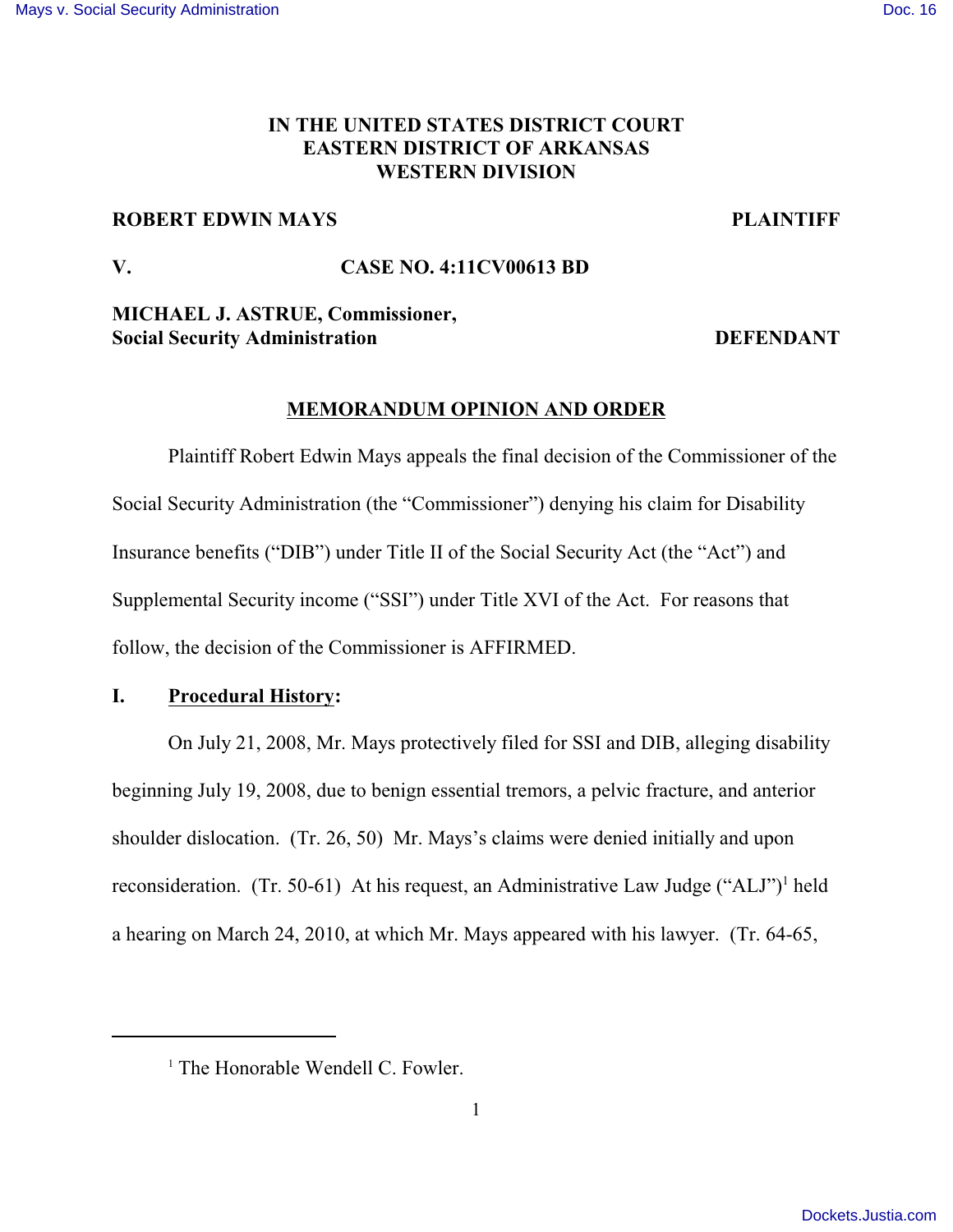**IN THE UNITED STATES DISTRICT COURT**
**EASTERN DISTRICT OF ARKANSAS**
**WESTERN DIVISION**

**ROBERT EDWIN MAYS** **PLAINTIFF**

**V.** **CASE NO. 4:11CV00613 BD**

**MICHAEL J. ASTRUE, Commissioner,**
**Social Security Administration** **DEFENDANT**

## MEMORANDUM OPINION AND ORDER

Plaintiff Robert Edwin Mays appeals the final decision of the Commissioner of the Social Security Administration (the "Commissioner") denying his claim for Disability Insurance benefits ("DIB") under Title II of the Social Security Act (the "Act") and Supplemental Security income ("SSI") under Title XVI of the Act. For reasons that follow, the decision of the Commissioner is AFFIRMED.

### I. Procedural History:

On July 21, 2008, Mr. Mays protectively filed for SSI and DIB, alleging disability beginning July 19, 2008, due to benign essential tremors, a pelvic fracture, and anterior shoulder dislocation. (Tr. 26, 50) Mr. Mays's claims were denied initially and upon reconsideration. (Tr. 50-61) At his request, an Administrative Law Judge ("ALJ")[1] held a hearing on March 24, 2010, at which Mr. Mays appeared with his lawyer. (Tr. 64-65,

---

[1] The Honorable Wendell C. Fowler.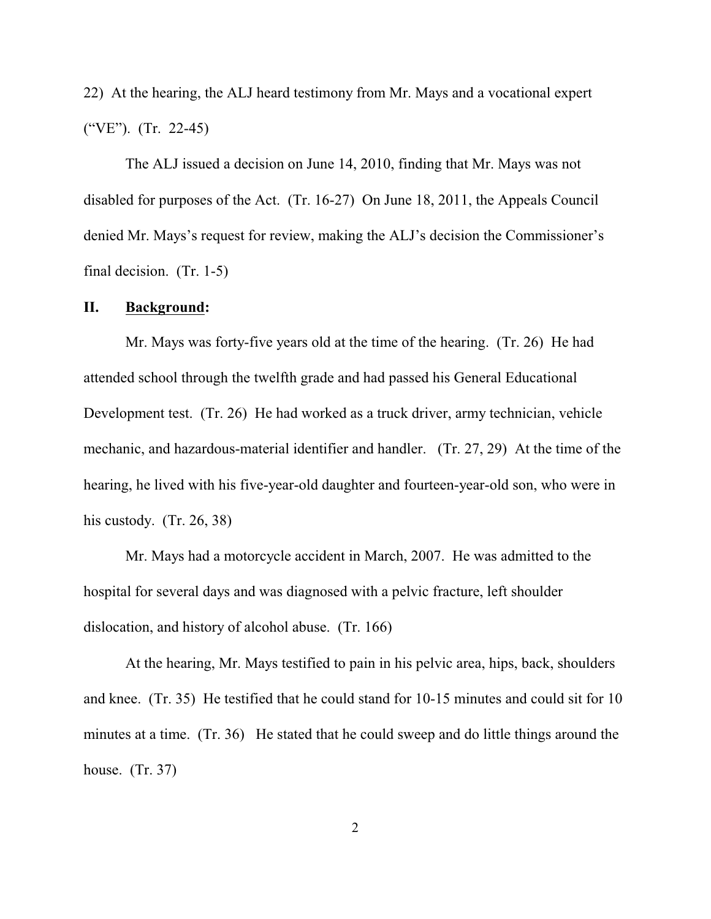22) At the hearing, the ALJ heard testimony from Mr. Mays and a vocational expert ("VE"). (Tr. 22-45)

The ALJ issued a decision on June 14, 2010, finding that Mr. Mays was not disabled for purposes of the Act. (Tr. 16-27) On June 18, 2011, the Appeals Council denied Mr. Mays's request for review, making the ALJ's decision the Commissioner's final decision. (Tr. 1-5)

## II. Background:

Mr. Mays was forty-five years old at the time of the hearing. (Tr. 26) He had attended school through the twelfth grade and had passed his General Educational Development test. (Tr. 26) He had worked as a truck driver, army technician, vehicle mechanic, and hazardous-material identifier and handler. (Tr. 27, 29) At the time of the hearing, he lived with his five-year-old daughter and fourteen-year-old son, who were in his custody. (Tr. 26, 38)

Mr. Mays had a motorcycle accident in March, 2007. He was admitted to the hospital for several days and was diagnosed with a pelvic fracture, left shoulder dislocation, and history of alcohol abuse. (Tr. 166)

At the hearing, Mr. Mays testified to pain in his pelvic area, hips, back, shoulders and knee. (Tr. 35) He testified that he could stand for 10-15 minutes and could sit for 10 minutes at a time. (Tr. 36) He stated that he could sweep and do little things around the house. (Tr. 37)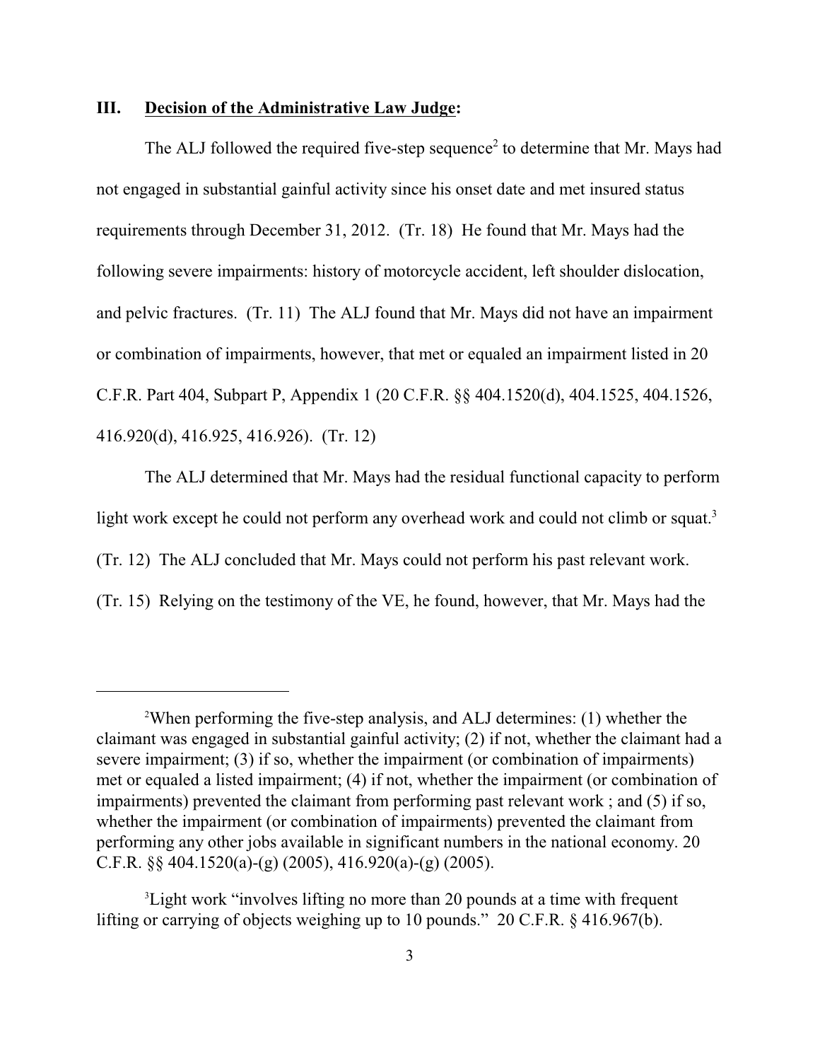## III. Decision of the Administrative Law Judge:

The ALJ followed the required five-step sequence[2] to determine that Mr. Mays had not engaged in substantial gainful activity since his onset date and met insured status requirements through December 31, 2012. (Tr. 18) He found that Mr. Mays had the following severe impairments: history of motorcycle accident, left shoulder dislocation, and pelvic fractures. (Tr. 11) The ALJ found that Mr. Mays did not have an impairment or combination of impairments, however, that met or equaled an impairment listed in 20 C.F.R. Part 404, Subpart P, Appendix 1 (20 C.F.R. §§ 404.1520(d), 404.1525, 404.1526, 416.920(d), 416.925, 416.926). (Tr. 12)

The ALJ determined that Mr. Mays had the residual functional capacity to perform light work except he could not perform any overhead work and could not climb or squat.[3] (Tr. 12) The ALJ concluded that Mr. Mays could not perform his past relevant work. (Tr. 15) Relying on the testimony of the VE, he found, however, that Mr. Mays had the

---

[2]When performing the five-step analysis, and ALJ determines: (1) whether the claimant was engaged in substantial gainful activity; (2) if not, whether the claimant had a severe impairment; (3) if so, whether the impairment (or combination of impairments) met or equaled a listed impairment; (4) if not, whether the impairment (or combination of impairments) prevented the claimant from performing past relevant work ; and (5) if so, whether the impairment (or combination of impairments) prevented the claimant from performing any other jobs available in significant numbers in the national economy. 20 C.F.R. §§ 404.1520(a)-(g) (2005), 416.920(a)-(g) (2005).

[3]Light work "involves lifting no more than 20 pounds at a time with frequent lifting or carrying of objects weighing up to 10 pounds." 20 C.F.R. § 416.967(b).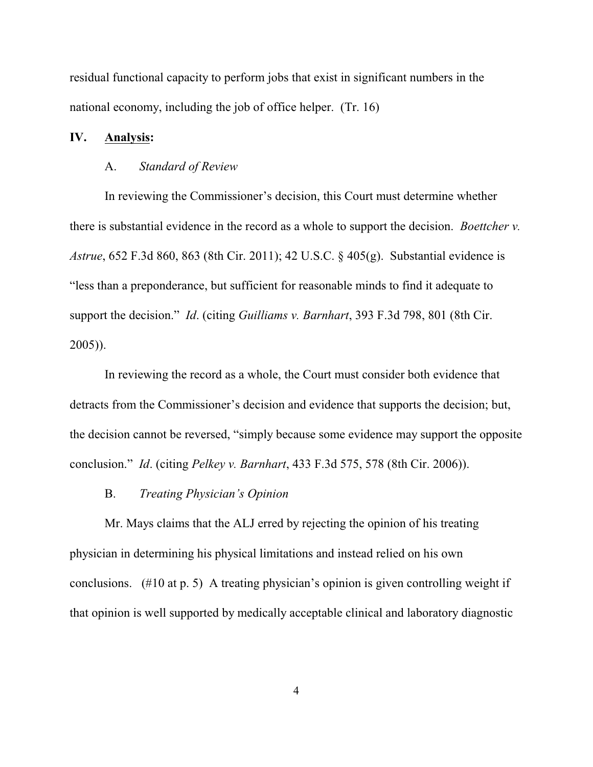residual functional capacity to perform jobs that exist in significant numbers in the national economy, including the job of office helper. (Tr. 16)

## IV. **Analysis**:

### A. *Standard of Review*

In reviewing the Commissioner's decision, this Court must determine whether there is substantial evidence in the record as a whole to support the decision. *Boettcher v. Astrue*, 652 F.3d 860, 863 (8th Cir. 2011); 42 U.S.C. § 405(g). Substantial evidence is "less than a preponderance, but sufficient for reasonable minds to find it adequate to support the decision." *Id*. (citing *Guilliams v. Barnhart*, 393 F.3d 798, 801 (8th Cir. 2005)).

In reviewing the record as a whole, the Court must consider both evidence that detracts from the Commissioner's decision and evidence that supports the decision; but, the decision cannot be reversed, "simply because some evidence may support the opposite conclusion." *Id*. (citing *Pelkey v. Barnhart*, 433 F.3d 575, 578 (8th Cir. 2006)).

### B. *Treating Physician's Opinion*

Mr. Mays claims that the ALJ erred by rejecting the opinion of his treating physician in determining his physical limitations and instead relied on his own conclusions. (#10 at p. 5) A treating physician's opinion is given controlling weight if that opinion is well supported by medically acceptable clinical and laboratory diagnostic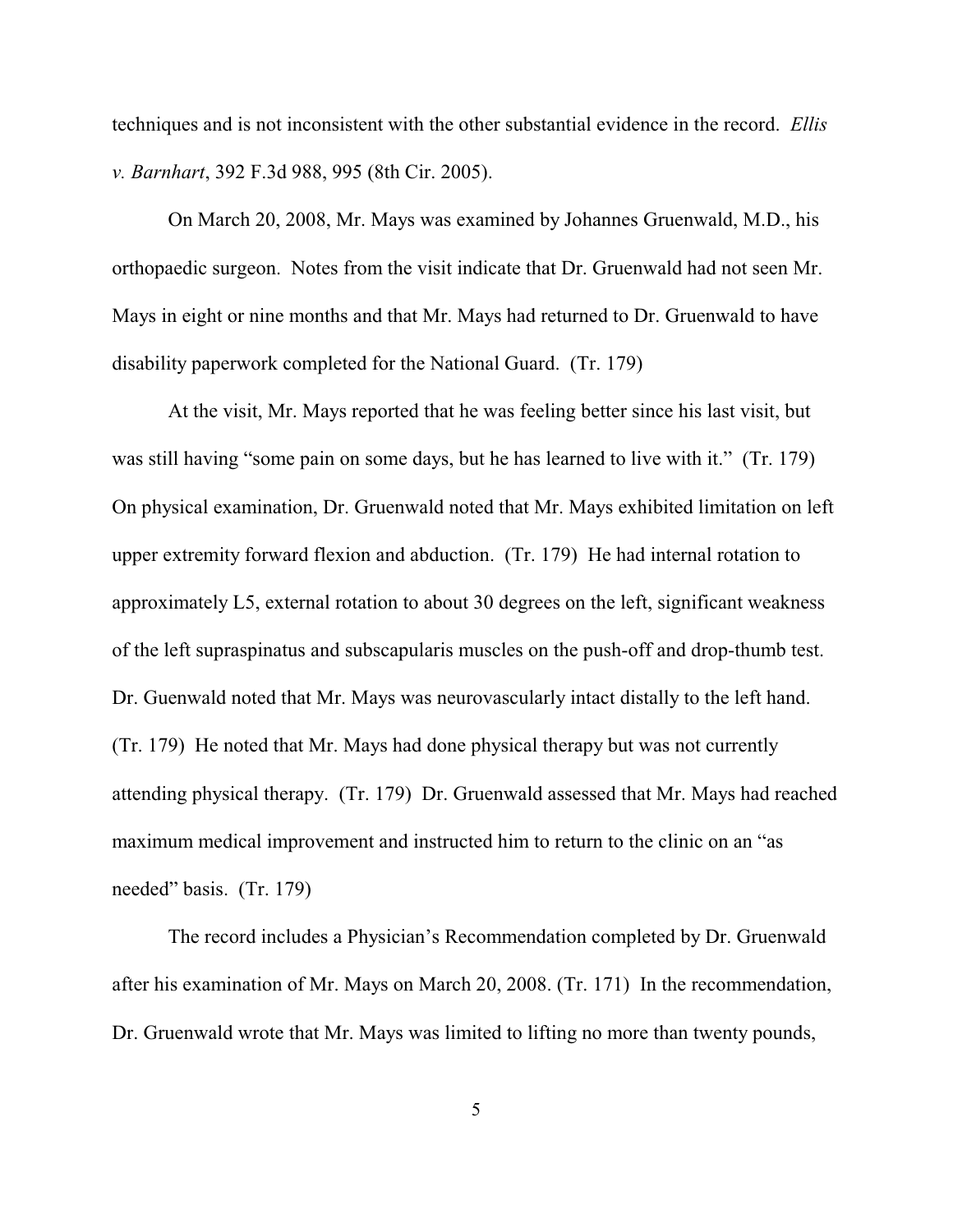techniques and is not inconsistent with the other substantial evidence in the record. *Ellis v. Barnhart*, 392 F.3d 988, 995 (8th Cir. 2005).

On March 20, 2008, Mr. Mays was examined by Johannes Gruenwald, M.D., his orthopaedic surgeon. Notes from the visit indicate that Dr. Gruenwald had not seen Mr. Mays in eight or nine months and that Mr. Mays had returned to Dr. Gruenwald to have disability paperwork completed for the National Guard. (Tr. 179)

At the visit, Mr. Mays reported that he was feeling better since his last visit, but was still having "some pain on some days, but he has learned to live with it." (Tr. 179) On physical examination, Dr. Gruenwald noted that Mr. Mays exhibited limitation on left upper extremity forward flexion and abduction. (Tr. 179) He had internal rotation to approximately L5, external rotation to about 30 degrees on the left, significant weakness of the left supraspinatus and subscapularis muscles on the push-off and drop-thumb test. Dr. Guenwald noted that Mr. Mays was neurovascularly intact distally to the left hand. (Tr. 179) He noted that Mr. Mays had done physical therapy but was not currently attending physical therapy. (Tr. 179) Dr. Gruenwald assessed that Mr. Mays had reached maximum medical improvement and instructed him to return to the clinic on an "as needed" basis. (Tr. 179)

The record includes a Physician's Recommendation completed by Dr. Gruenwald after his examination of Mr. Mays on March 20, 2008. (Tr. 171) In the recommendation, Dr. Gruenwald wrote that Mr. Mays was limited to lifting no more than twenty pounds,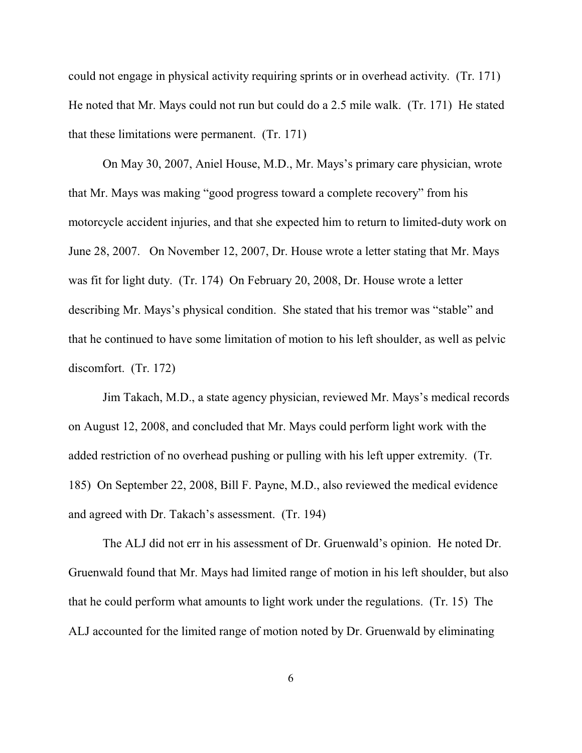could not engage in physical activity requiring sprints or in overhead activity. (Tr. 171) He noted that Mr. Mays could not run but could do a 2.5 mile walk. (Tr. 171) He stated that these limitations were permanent. (Tr. 171)

On May 30, 2007, Aniel House, M.D., Mr. Mays's primary care physician, wrote that Mr. Mays was making "good progress toward a complete recovery" from his motorcycle accident injuries, and that she expected him to return to limited-duty work on June 28, 2007. On November 12, 2007, Dr. House wrote a letter stating that Mr. Mays was fit for light duty. (Tr. 174) On February 20, 2008, Dr. House wrote a letter describing Mr. Mays's physical condition. She stated that his tremor was "stable" and that he continued to have some limitation of motion to his left shoulder, as well as pelvic discomfort. (Tr. 172)

Jim Takach, M.D., a state agency physician, reviewed Mr. Mays's medical records on August 12, 2008, and concluded that Mr. Mays could perform light work with the added restriction of no overhead pushing or pulling with his left upper extremity. (Tr. 185) On September 22, 2008, Bill F. Payne, M.D., also reviewed the medical evidence and agreed with Dr. Takach's assessment. (Tr. 194)

The ALJ did not err in his assessment of Dr. Gruenwald's opinion. He noted Dr. Gruenwald found that Mr. Mays had limited range of motion in his left shoulder, but also that he could perform what amounts to light work under the regulations. (Tr. 15) The ALJ accounted for the limited range of motion noted by Dr. Gruenwald by eliminating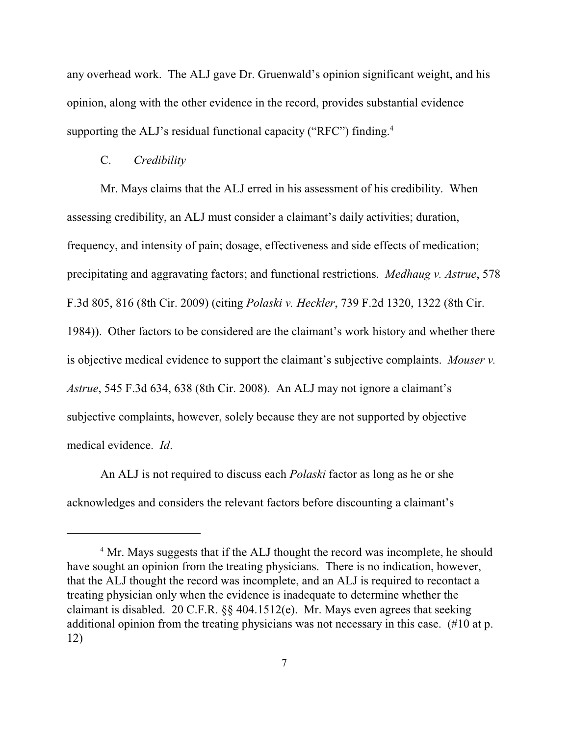any overhead work. The ALJ gave Dr. Gruenwald's opinion significant weight, and his opinion, along with the other evidence in the record, provides substantial evidence supporting the ALJ's residual functional capacity ("RFC") finding.[4]

C. *Credibility*

Mr. Mays claims that the ALJ erred in his assessment of his credibility. When assessing credibility, an ALJ must consider a claimant's daily activities; duration, frequency, and intensity of pain; dosage, effectiveness and side effects of medication; precipitating and aggravating factors; and functional restrictions. *Medhaug v. Astrue*, 578 F.3d 805, 816 (8th Cir. 2009) (citing *Polaski v. Heckler*, 739 F.2d 1320, 1322 (8th Cir. 1984)). Other factors to be considered are the claimant's work history and whether there is objective medical evidence to support the claimant's subjective complaints. *Mouser v. Astrue*, 545 F.3d 634, 638 (8th Cir. 2008). An ALJ may not ignore a claimant's subjective complaints, however, solely because they are not supported by objective medical evidence. *Id*.

An ALJ is not required to discuss each *Polaski* factor as long as he or she acknowledges and considers the relevant factors before discounting a claimant's

---

[4] Mr. Mays suggests that if the ALJ thought the record was incomplete, he should have sought an opinion from the treating physicians. There is no indication, however, that the ALJ thought the record was incomplete, and an ALJ is required to recontact a treating physician only when the evidence is inadequate to determine whether the claimant is disabled. 20 C.F.R. §§ 404.1512(e). Mr. Mays even agrees that seeking additional opinion from the treating physicians was not necessary in this case. (#10 at p. 12)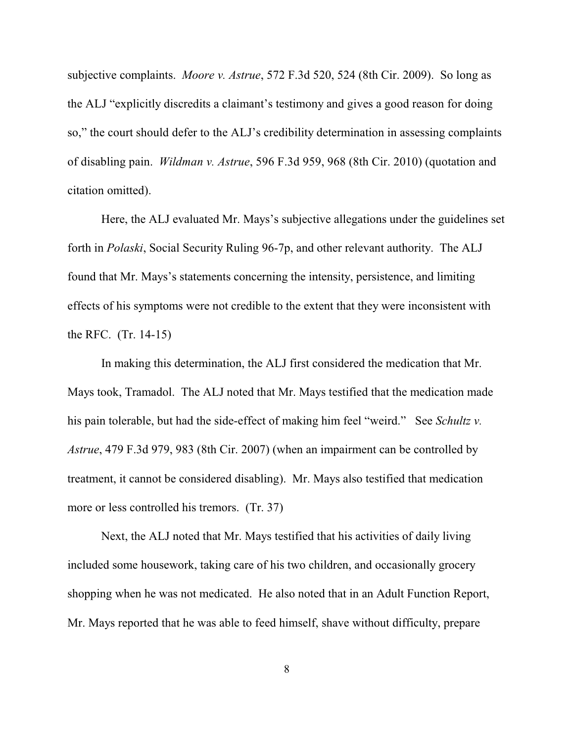subjective complaints. *Moore v. Astrue*, 572 F.3d 520, 524 (8th Cir. 2009). So long as the ALJ "explicitly discredits a claimant's testimony and gives a good reason for doing so," the court should defer to the ALJ's credibility determination in assessing complaints of disabling pain. *Wildman v. Astrue*, 596 F.3d 959, 968 (8th Cir. 2010) (quotation and citation omitted).

Here, the ALJ evaluated Mr. Mays's subjective allegations under the guidelines set forth in *Polaski*, Social Security Ruling 96-7p, and other relevant authority. The ALJ found that Mr. Mays's statements concerning the intensity, persistence, and limiting effects of his symptoms were not credible to the extent that they were inconsistent with the RFC. (Tr. 14-15)

In making this determination, the ALJ first considered the medication that Mr. Mays took, Tramadol. The ALJ noted that Mr. Mays testified that the medication made his pain tolerable, but had the side-effect of making him feel "weird." See *Schultz v. Astrue*, 479 F.3d 979, 983 (8th Cir. 2007) (when an impairment can be controlled by treatment, it cannot be considered disabling). Mr. Mays also testified that medication more or less controlled his tremors. (Tr. 37)

Next, the ALJ noted that Mr. Mays testified that his activities of daily living included some housework, taking care of his two children, and occasionally grocery shopping when he was not medicated. He also noted that in an Adult Function Report, Mr. Mays reported that he was able to feed himself, shave without difficulty, prepare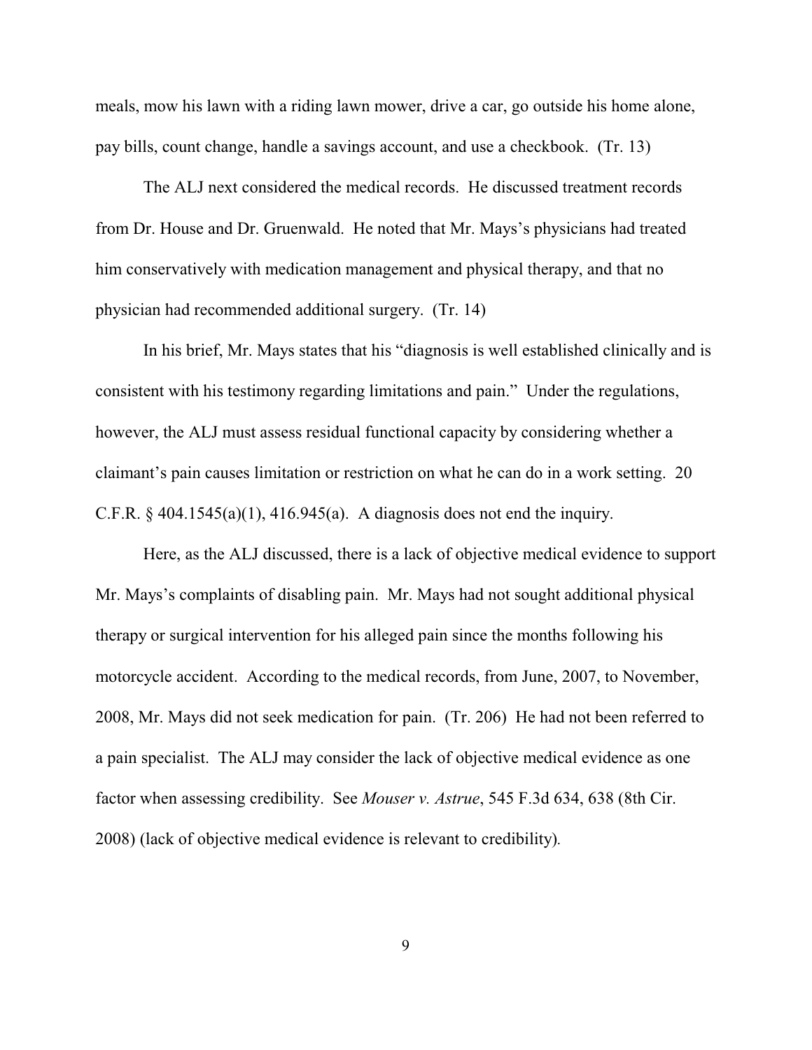meals, mow his lawn with a riding lawn mower, drive a car, go outside his home alone, pay bills, count change, handle a savings account, and use a checkbook. (Tr. 13)

The ALJ next considered the medical records. He discussed treatment records from Dr. House and Dr. Gruenwald. He noted that Mr. Mays's physicians had treated him conservatively with medication management and physical therapy, and that no physician had recommended additional surgery. (Tr. 14)

In his brief, Mr. Mays states that his "diagnosis is well established clinically and is consistent with his testimony regarding limitations and pain." Under the regulations, however, the ALJ must assess residual functional capacity by considering whether a claimant's pain causes limitation or restriction on what he can do in a work setting. 20 C.F.R. § 404.1545(a)(1), 416.945(a). A diagnosis does not end the inquiry.

Here, as the ALJ discussed, there is a lack of objective medical evidence to support Mr. Mays's complaints of disabling pain. Mr. Mays had not sought additional physical therapy or surgical intervention for his alleged pain since the months following his motorcycle accident. According to the medical records, from June, 2007, to November, 2008, Mr. Mays did not seek medication for pain. (Tr. 206) He had not been referred to a pain specialist. The ALJ may consider the lack of objective medical evidence as one factor when assessing credibility. See *Mouser v. Astrue*, 545 F.3d 634, 638 (8th Cir. 2008) (lack of objective medical evidence is relevant to credibility).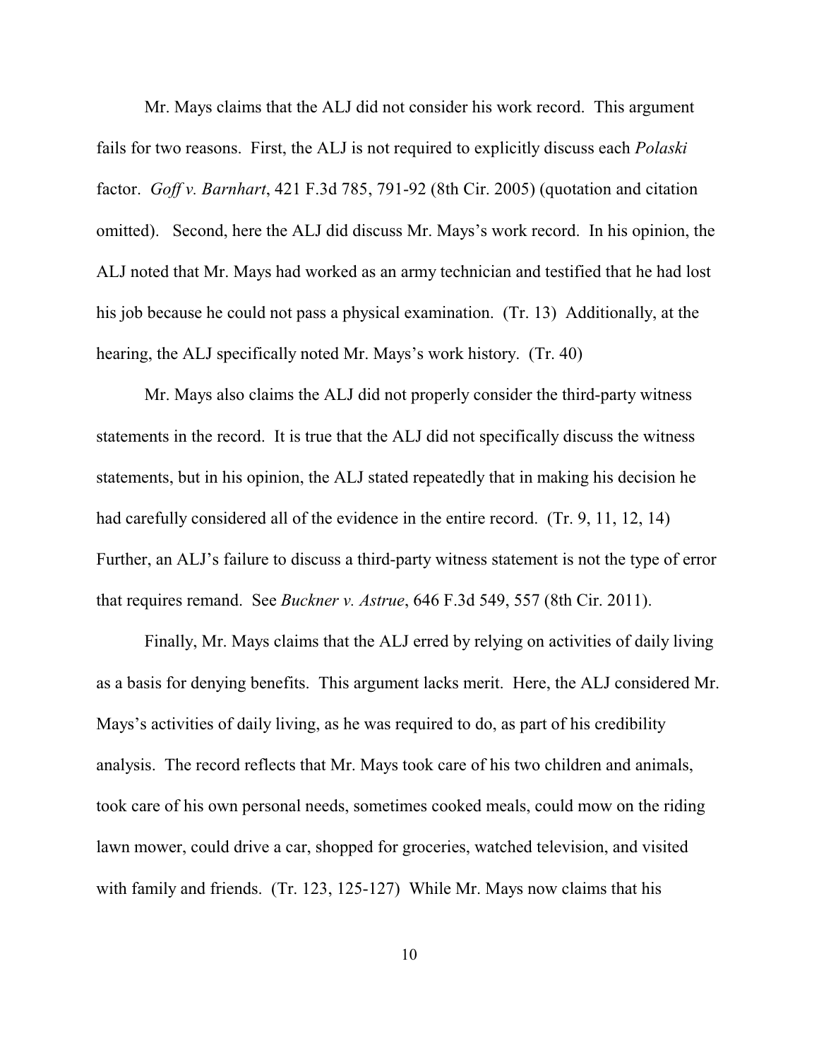Mr. Mays claims that the ALJ did not consider his work record. This argument fails for two reasons. First, the ALJ is not required to explicitly discuss each *Polaski* factor. *Goff v. Barnhart*, 421 F.3d 785, 791-92 (8th Cir. 2005) (quotation and citation omitted). Second, here the ALJ did discuss Mr. Mays's work record. In his opinion, the ALJ noted that Mr. Mays had worked as an army technician and testified that he had lost his job because he could not pass a physical examination. (Tr. 13) Additionally, at the hearing, the ALJ specifically noted Mr. Mays's work history. (Tr. 40)

Mr. Mays also claims the ALJ did not properly consider the third-party witness statements in the record. It is true that the ALJ did not specifically discuss the witness statements, but in his opinion, the ALJ stated repeatedly that in making his decision he had carefully considered all of the evidence in the entire record. (Tr. 9, 11, 12, 14) Further, an ALJ's failure to discuss a third-party witness statement is not the type of error that requires remand. See *Buckner v. Astrue*, 646 F.3d 549, 557 (8th Cir. 2011).

Finally, Mr. Mays claims that the ALJ erred by relying on activities of daily living as a basis for denying benefits. This argument lacks merit. Here, the ALJ considered Mr. Mays's activities of daily living, as he was required to do, as part of his credibility analysis. The record reflects that Mr. Mays took care of his two children and animals, took care of his own personal needs, sometimes cooked meals, could mow on the riding lawn mower, could drive a car, shopped for groceries, watched television, and visited with family and friends. (Tr. 123, 125-127) While Mr. Mays now claims that his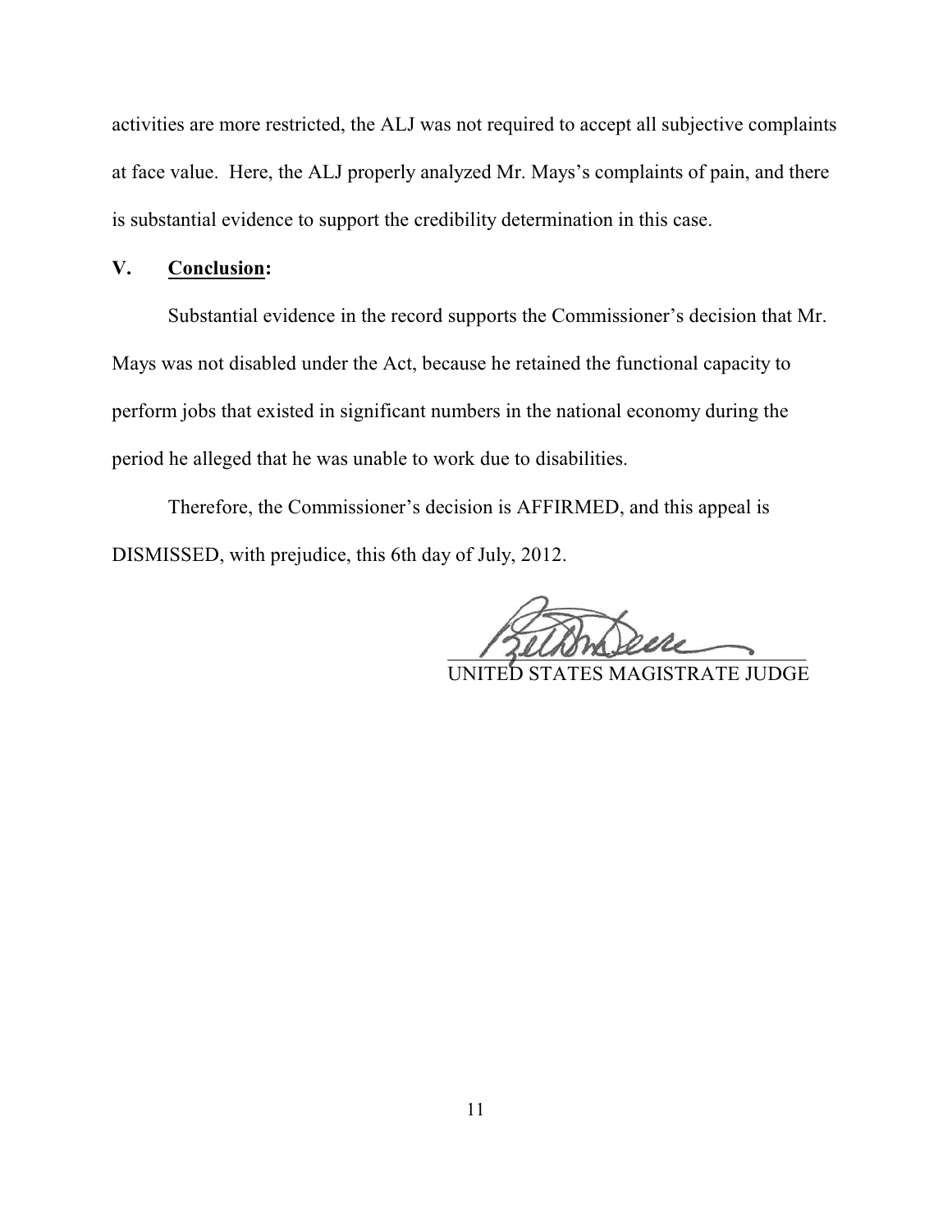activities are more restricted, the ALJ was not required to accept all subjective complaints at face value. Here, the ALJ properly analyzed Mr. Mays's complaints of pain, and there is substantial evidence to support the credibility determination in this case.

## V. Conclusion:

Substantial evidence in the record supports the Commissioner's decision that Mr. Mays was not disabled under the Act, because he retained the functional capacity to perform jobs that existed in significant numbers in the national economy during the period he alleged that he was unable to work due to disabilities.

Therefore, the Commissioner's decision is AFFIRMED, and this appeal is DISMISSED, with prejudice, this 6th day of July, 2012.

UNITED STATES MAGISTRATE JUDGE